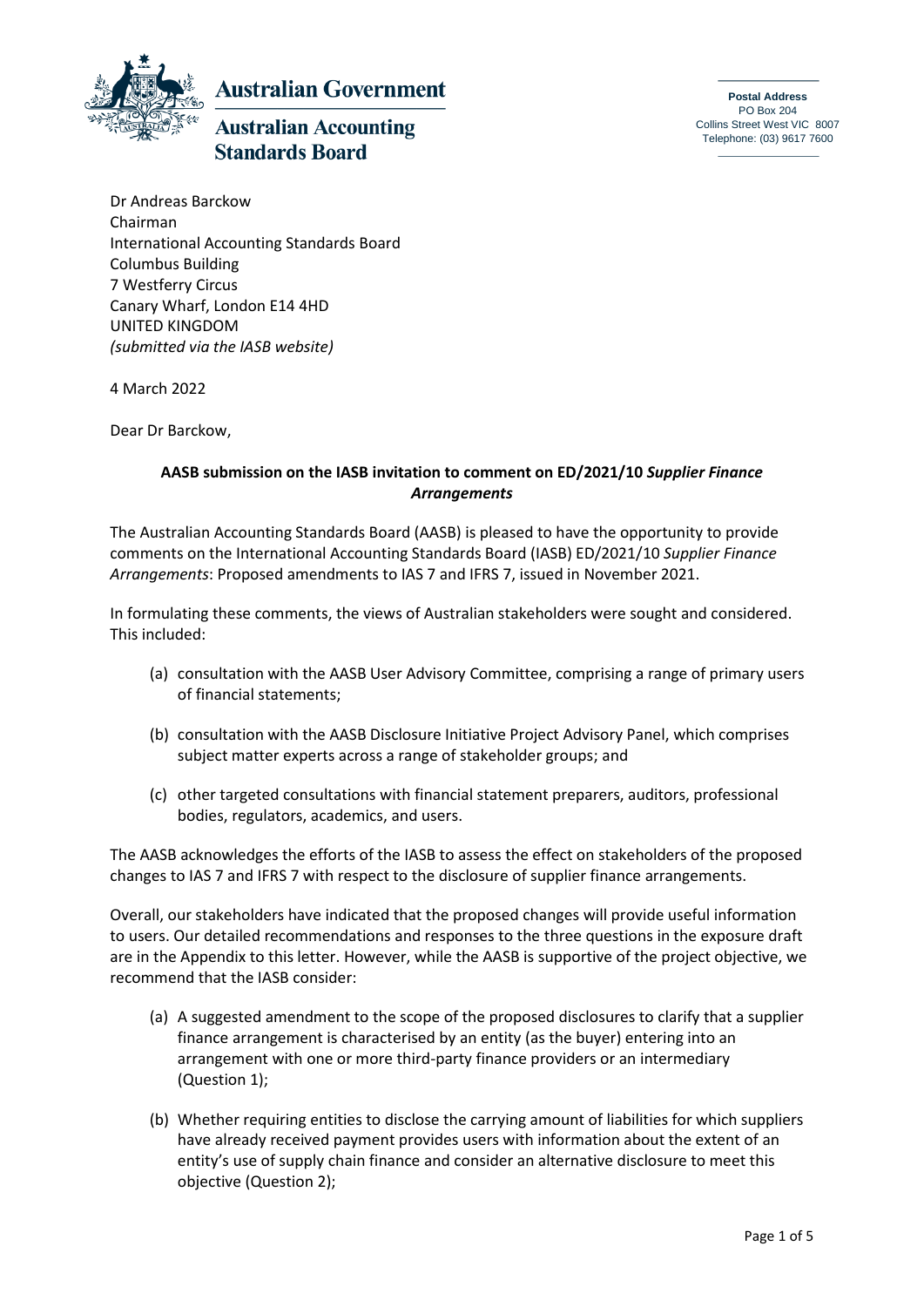**Australian Government**

**Australian Accounting Standards Board**

**Postal Address**
PO Box 204
Collins Street West VIC 8007
Telephone: (03) 9617 7600

Dr Andreas Barckow
Chairman
International Accounting Standards Board
Columbus Building
7 Westferry Circus
Canary Wharf, London E14 4HD
UNITED KINGDOM
*(submitted via the IASB website)*

4 March 2022

Dear Dr Barckow,

**AASB submission on the IASB invitation to comment on ED/2021/10 *Supplier Finance Arrangements***

The Australian Accounting Standards Board (AASB) is pleased to have the opportunity to provide comments on the International Accounting Standards Board (IASB) ED/2021/10 *Supplier Finance Arrangements*: Proposed amendments to IAS 7 and IFRS 7, issued in November 2021.

In formulating these comments, the views of Australian stakeholders were sought and considered. This included:

(a) consultation with the AASB User Advisory Committee, comprising a range of primary users of financial statements;

(b) consultation with the AASB Disclosure Initiative Project Advisory Panel, which comprises subject matter experts across a range of stakeholder groups; and

(c) other targeted consultations with financial statement preparers, auditors, professional bodies, regulators, academics, and users.

The AASB acknowledges the efforts of the IASB to assess the effect on stakeholders of the proposed changes to IAS 7 and IFRS 7 with respect to the disclosure of supplier finance arrangements.

Overall, our stakeholders have indicated that the proposed changes will provide useful information to users. Our detailed recommendations and responses to the three questions in the exposure draft are in the Appendix to this letter. However, while the AASB is supportive of the project objective, we recommend that the IASB consider:

(a) A suggested amendment to the scope of the proposed disclosures to clarify that a supplier finance arrangement is characterised by an entity (as the buyer) entering into an arrangement with one or more third-party finance providers or an intermediary (Question 1);

(b) Whether requiring entities to disclose the carrying amount of liabilities for which suppliers have already received payment provides users with information about the extent of an entity's use of supply chain finance and consider an alternative disclosure to meet this objective (Question 2);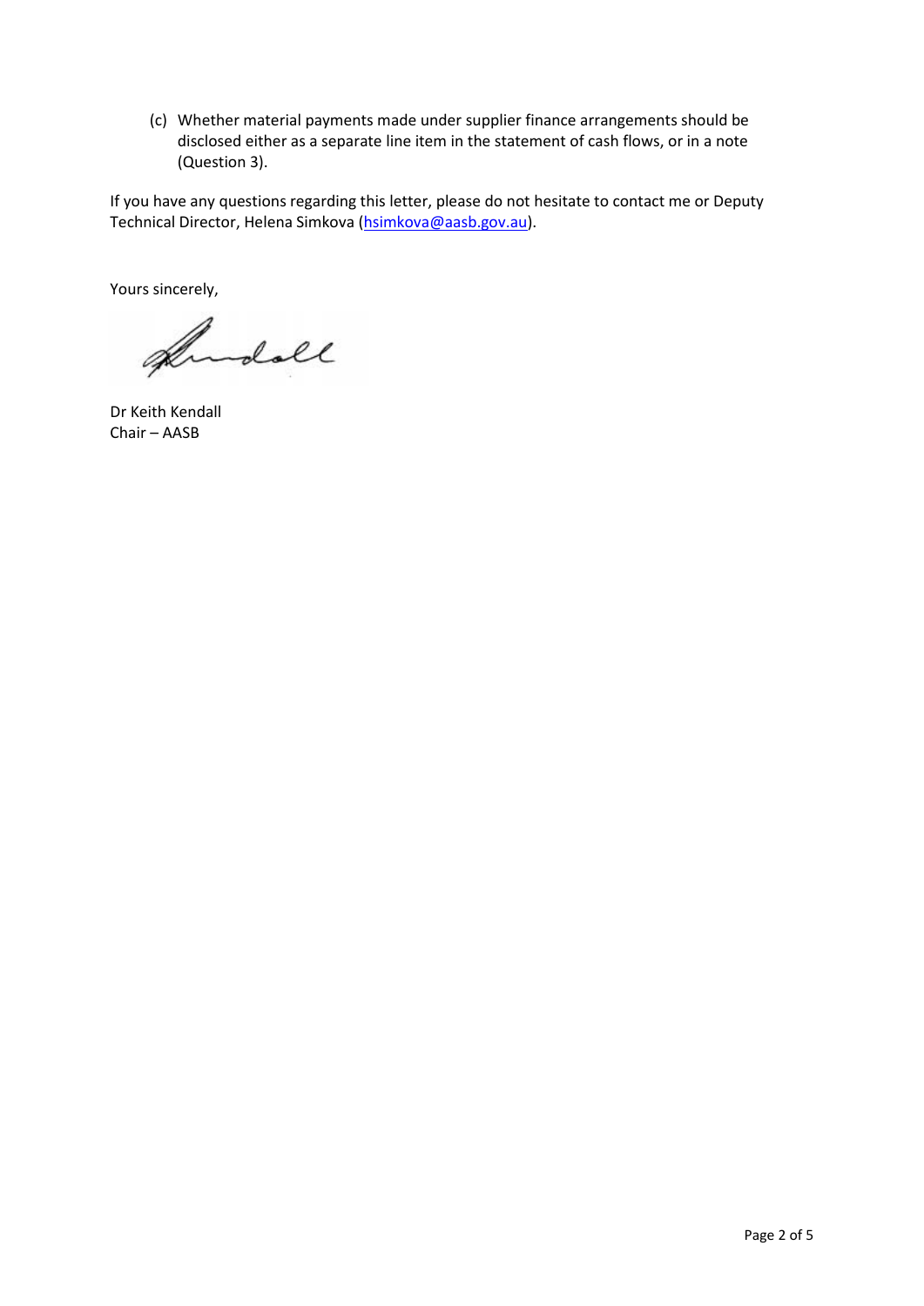(c) Whether material payments made under supplier finance arrangements should be disclosed either as a separate line item in the statement of cash flows, or in a note (Question 3).

If you have any questions regarding this letter, please do not hesitate to contact me or Deputy Technical Director, Helena Simkova (hsimkova@aasb.gov.au).

Yours sincerely,

Dr Keith Kendall
Chair – AASB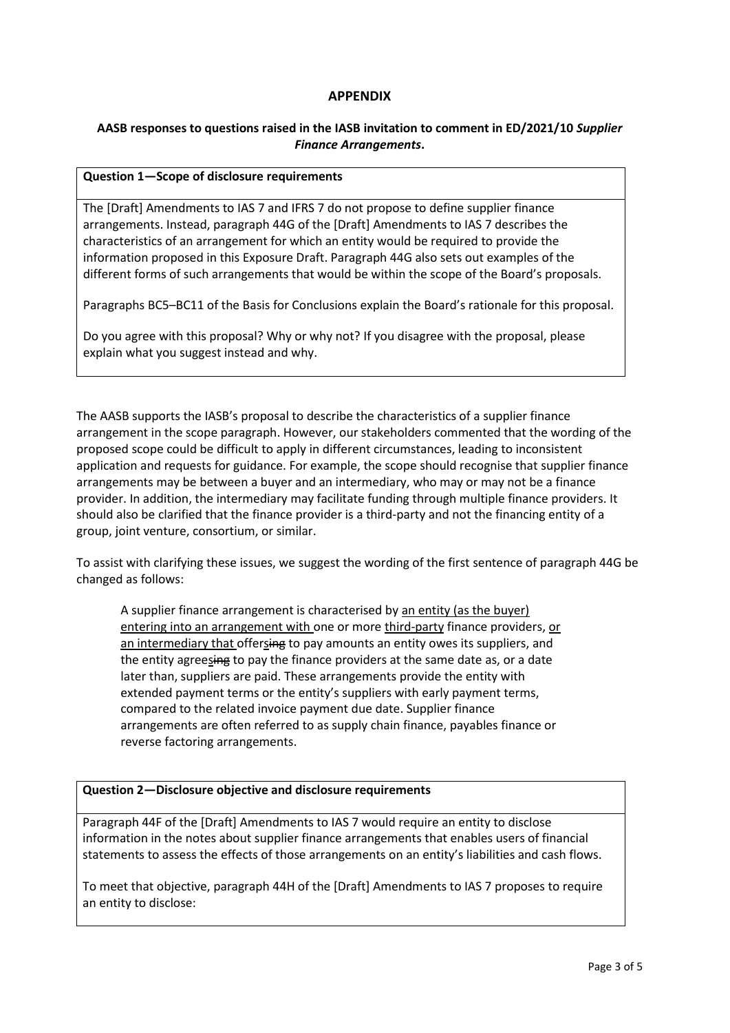# APPENDIX

## AASB responses to questions raised in the IASB invitation to comment in ED/2021/10 *Supplier Finance Arrangements*.

**Question 1—Scope of disclosure requirements**

> The [Draft] Amendments to IAS 7 and IFRS 7 do not propose to define supplier finance arrangements. Instead, paragraph 44G of the [Draft] Amendments to IAS 7 describes the characteristics of an arrangement for which an entity would be required to provide the information proposed in this Exposure Draft. Paragraph 44G also sets out examples of the different forms of such arrangements that would be within the scope of the Board's proposals.
>
> Paragraphs BC5–BC11 of the Basis for Conclusions explain the Board's rationale for this proposal.
>
> Do you agree with this proposal? Why or why not? If you disagree with the proposal, please explain what you suggest instead and why.

The AASB supports the IASB's proposal to describe the characteristics of a supplier finance arrangement in the scope paragraph. However, our stakeholders commented that the wording of the proposed scope could be difficult to apply in different circumstances, leading to inconsistent application and requests for guidance. For example, the scope should recognise that supplier finance arrangements may be between a buyer and an intermediary, who may or may not be a finance provider. In addition, the intermediary may facilitate funding through multiple finance providers. It should also be clarified that the finance provider is a third-party and not the financing entity of a group, joint venture, consortium, or similar.

To assist with clarifying these issues, we suggest the wording of the first sentence of paragraph 44G be changed as follows:

> A supplier finance arrangement is characterised by <u>an entity (as the buyer) entering into an arrangement with</u> one or more <u>third-party</u> finance providers, <u>or an intermediary that</u> offer<u>s</u>~~ing~~ to pay amounts an entity owes its suppliers, and the entity agree<u>s</u>~~ing~~ to pay the finance providers at the same date as, or a date later than, suppliers are paid. These arrangements provide the entity with extended payment terms or the entity's suppliers with early payment terms, compared to the related invoice payment due date. Supplier finance arrangements are often referred to as supply chain finance, payables finance or reverse factoring arrangements.

**Question 2—Disclosure objective and disclosure requirements**

> Paragraph 44F of the [Draft] Amendments to IAS 7 would require an entity to disclose information in the notes about supplier finance arrangements that enables users of financial statements to assess the effects of those arrangements on an entity's liabilities and cash flows.
>
> To meet that objective, paragraph 44H of the [Draft] Amendments to IAS 7 proposes to require an entity to disclose: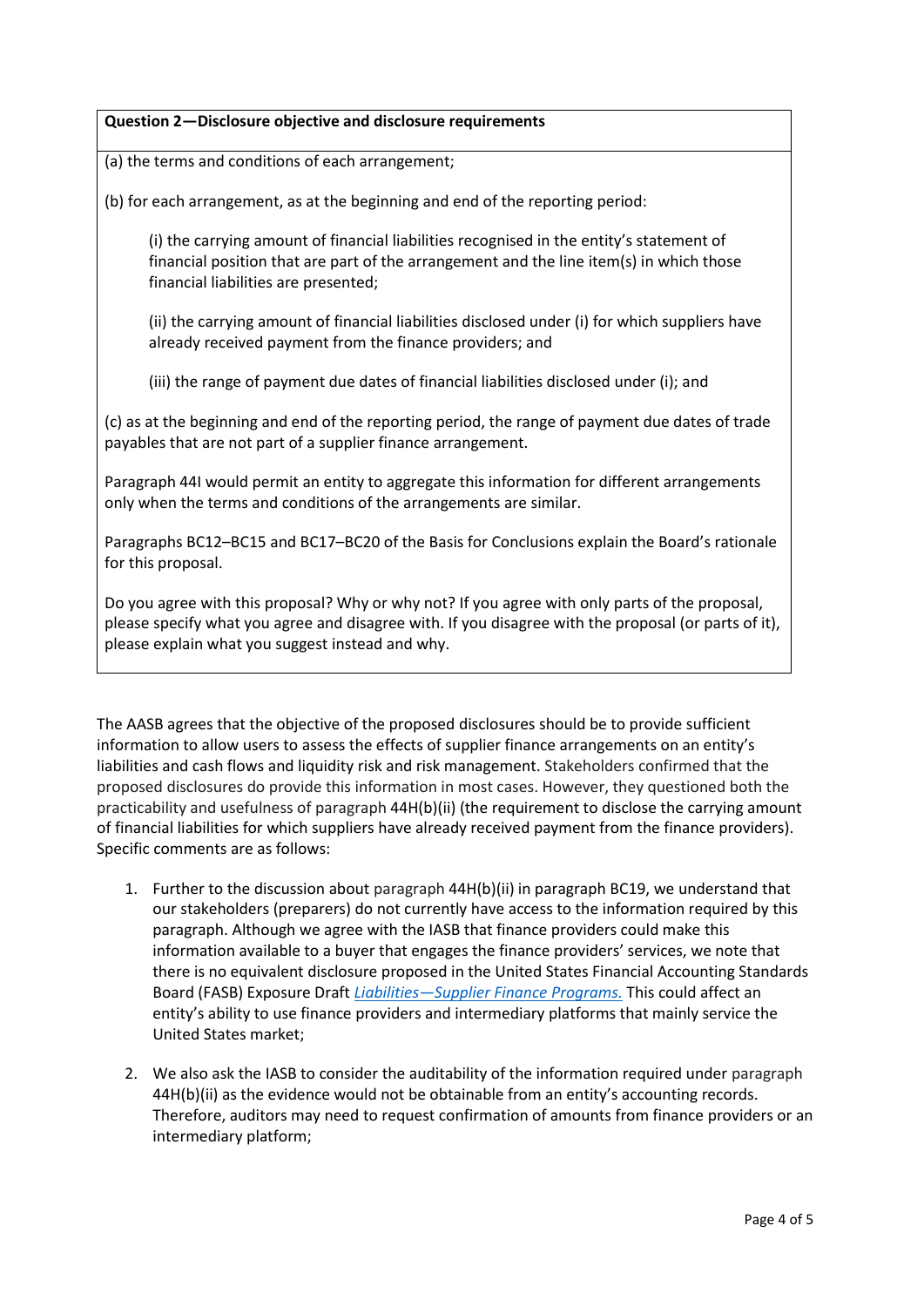**Question 2—Disclosure objective and disclosure requirements**

(a) the terms and conditions of each arrangement;

(b) for each arrangement, as at the beginning and end of the reporting period:

> (i) the carrying amount of financial liabilities recognised in the entity's statement of financial position that are part of the arrangement and the line item(s) in which those financial liabilities are presented;
>
> (ii) the carrying amount of financial liabilities disclosed under (i) for which suppliers have already received payment from the finance providers; and
>
> (iii) the range of payment due dates of financial liabilities disclosed under (i); and

(c) as at the beginning and end of the reporting period, the range of payment due dates of trade payables that are not part of a supplier finance arrangement.

Paragraph 44I would permit an entity to aggregate this information for different arrangements only when the terms and conditions of the arrangements are similar.

Paragraphs BC12–BC15 and BC17–BC20 of the Basis for Conclusions explain the Board's rationale for this proposal.

Do you agree with this proposal? Why or why not? If you agree with only parts of the proposal, please specify what you agree and disagree with. If you disagree with the proposal (or parts of it), please explain what you suggest instead and why.

The AASB agrees that the objective of the proposed disclosures should be to provide sufficient information to allow users to assess the effects of supplier finance arrangements on an entity's liabilities and cash flows and liquidity risk and risk management. Stakeholders confirmed that the proposed disclosures do provide this information in most cases. However, they questioned both the practicability and usefulness of paragraph 44H(b)(ii) (the requirement to disclose the carrying amount of financial liabilities for which suppliers have already received payment from the finance providers). Specific comments are as follows:

1. Further to the discussion about paragraph 44H(b)(ii) in paragraph BC19, we understand that our stakeholders (preparers) do not currently have access to the information required by this paragraph. Although we agree with the IASB that finance providers could make this information available to a buyer that engages the finance providers' services, we note that there is no equivalent disclosure proposed in the United States Financial Accounting Standards Board (FASB) Exposure Draft *Liabilities—Supplier Finance Programs.* This could affect an entity's ability to use finance providers and intermediary platforms that mainly service the United States market;
2. We also ask the IASB to consider the auditability of the information required under paragraph 44H(b)(ii) as the evidence would not be obtainable from an entity's accounting records. Therefore, auditors may need to request confirmation of amounts from finance providers or an intermediary platform;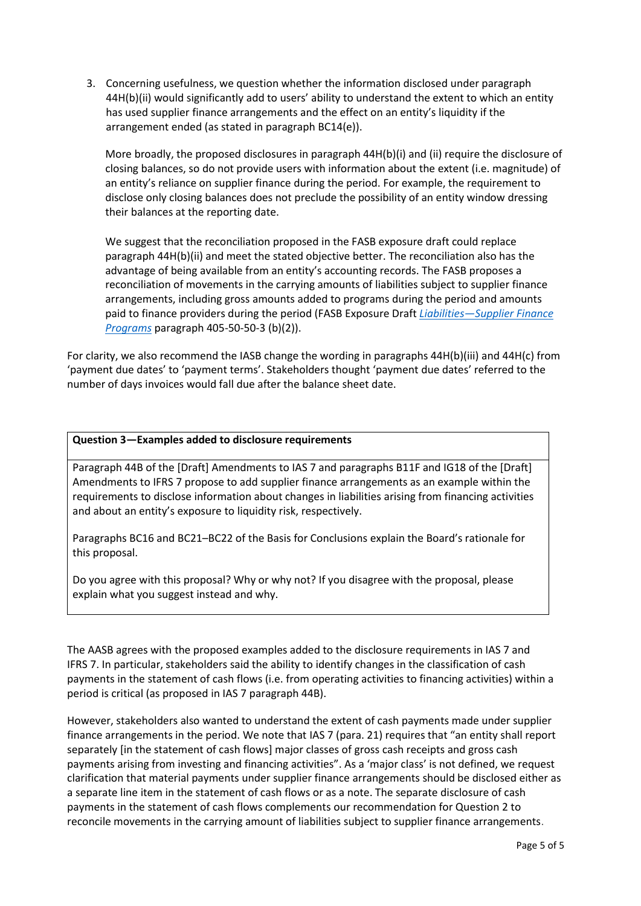3. Concerning usefulness, we question whether the information disclosed under paragraph 44H(b)(ii) would significantly add to users' ability to understand the extent to which an entity has used supplier finance arrangements and the effect on an entity's liquidity if the arrangement ended (as stated in paragraph BC14(e)).

   More broadly, the proposed disclosures in paragraph 44H(b)(i) and (ii) require the disclosure of closing balances, so do not provide users with information about the extent (i.e. magnitude) of an entity's reliance on supplier finance during the period. For example, the requirement to disclose only closing balances does not preclude the possibility of an entity window dressing their balances at the reporting date.

   We suggest that the reconciliation proposed in the FASB exposure draft could replace paragraph 44H(b)(ii) and meet the stated objective better. The reconciliation also has the advantage of being available from an entity's accounting records. The FASB proposes a reconciliation of movements in the carrying amounts of liabilities subject to supplier finance arrangements, including gross amounts added to programs during the period and amounts paid to finance providers during the period (FASB Exposure Draft *Liabilities—Supplier Finance Programs* paragraph 405-50-50-3 (b)(2)).

For clarity, we also recommend the IASB change the wording in paragraphs 44H(b)(iii) and 44H(c) from 'payment due dates' to 'payment terms'. Stakeholders thought 'payment due dates' referred to the number of days invoices would fall due after the balance sheet date.

| **Question 3—Examples added to disclosure requirements** |
|---|
| Paragraph 44B of the [Draft] Amendments to IAS 7 and paragraphs B11F and IG18 of the [Draft] Amendments to IFRS 7 propose to add supplier finance arrangements as an example within the requirements to disclose information about changes in liabilities arising from financing activities and about an entity's exposure to liquidity risk, respectively.<br><br>Paragraphs BC16 and BC21–BC22 of the Basis for Conclusions explain the Board's rationale for this proposal.<br><br>Do you agree with this proposal? Why or why not? If you disagree with the proposal, please explain what you suggest instead and why. |

The AASB agrees with the proposed examples added to the disclosure requirements in IAS 7 and IFRS 7. In particular, stakeholders said the ability to identify changes in the classification of cash payments in the statement of cash flows (i.e. from operating activities to financing activities) within a period is critical (as proposed in IAS 7 paragraph 44B).

However, stakeholders also wanted to understand the extent of cash payments made under supplier finance arrangements in the period. We note that IAS 7 (para. 21) requires that "an entity shall report separately [in the statement of cash flows] major classes of gross cash receipts and gross cash payments arising from investing and financing activities". As a 'major class' is not defined, we request clarification that material payments under supplier finance arrangements should be disclosed either as a separate line item in the statement of cash flows or as a note. The separate disclosure of cash payments in the statement of cash flows complements our recommendation for Question 2 to reconcile movements in the carrying amount of liabilities subject to supplier finance arrangements.